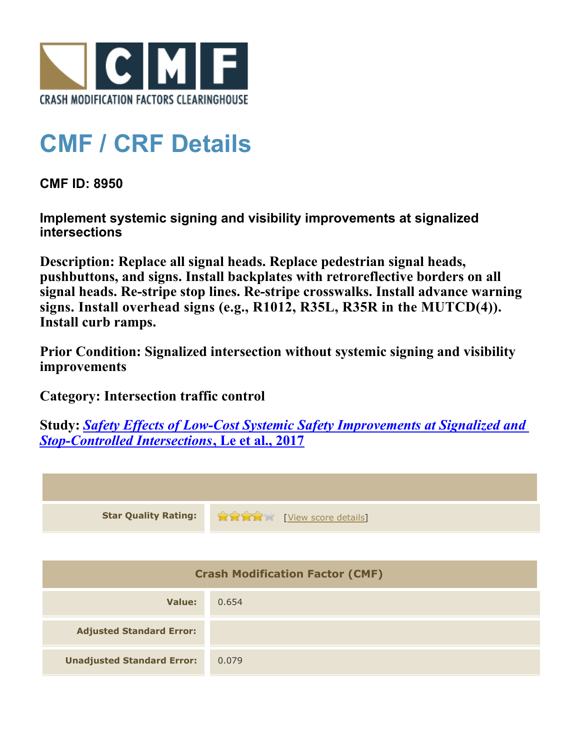# CMF / CRF Details

**CMF ID: 8950**

**Implement systemic signing and visibility improvements at signalized intersections**

**Description: Replace all signal heads. Replace pedestrian signal heads, pushbuttons, and signs. Install backplates with retroreflective borders on all signal heads. Re-stripe stop lines. Re-stripe crosswalks. Install advance warning signs. Install overhead signs (e.g., R1012, R35L, R35R in the MUTCD(4)). Install curb ramps.**

**Prior Condition: Signalized intersection without systemic signing and visibility improvements**

**Category: Intersection traffic control**

**Study: *Safety Effects of Low-Cost Systemic Safety Improvements at Signalized and Stop-Controlled Intersections*, Le et al., 2017**

| | |
|---|---|
| **Star Quality Rating:** | 4 of 5 stars [View score details] |

| Crash Modification Factor (CMF) | |
|---|---|
| **Value:** | 0.654 |
| **Adjusted Standard Error:** | |
| **Unadjusted Standard Error:** | 0.079 |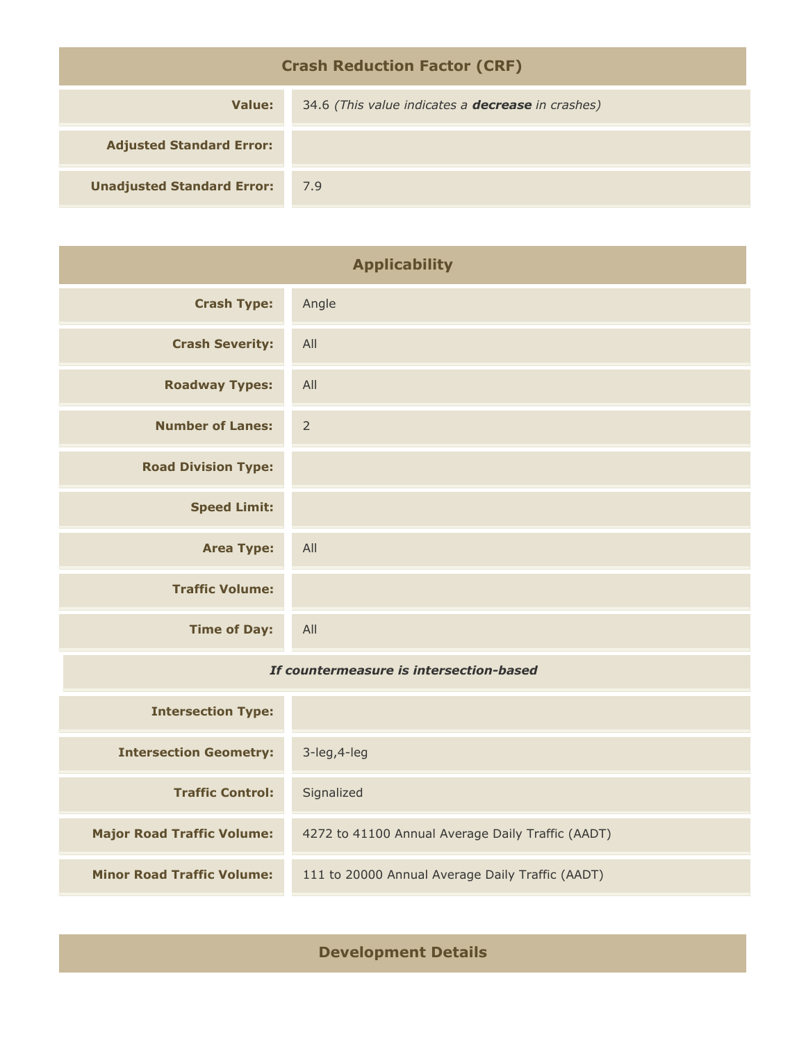## Crash Reduction Factor (CRF)

| | |
|---|---|
| **Value:** | 34.6 *(This value indicates a **decrease** in crashes)* |
| **Adjusted Standard Error:** | |
| **Unadjusted Standard Error:** | 7.9 |

## Applicability

| | |
|---|---|
| **Crash Type:** | Angle |
| **Crash Severity:** | All |
| **Roadway Types:** | All |
| **Number of Lanes:** | 2 |
| **Road Division Type:** | |
| **Speed Limit:** | |
| **Area Type:** | All |
| **Traffic Volume:** | |
| **Time of Day:** | All |
| ***If countermeasure is intersection-based*** | |
| **Intersection Type:** | |
| **Intersection Geometry:** | 3-leg,4-leg |
| **Traffic Control:** | Signalized |
| **Major Road Traffic Volume:** | 4272 to 41100 Annual Average Daily Traffic (AADT) |
| **Minor Road Traffic Volume:** | 111 to 20000 Annual Average Daily Traffic (AADT) |

## Development Details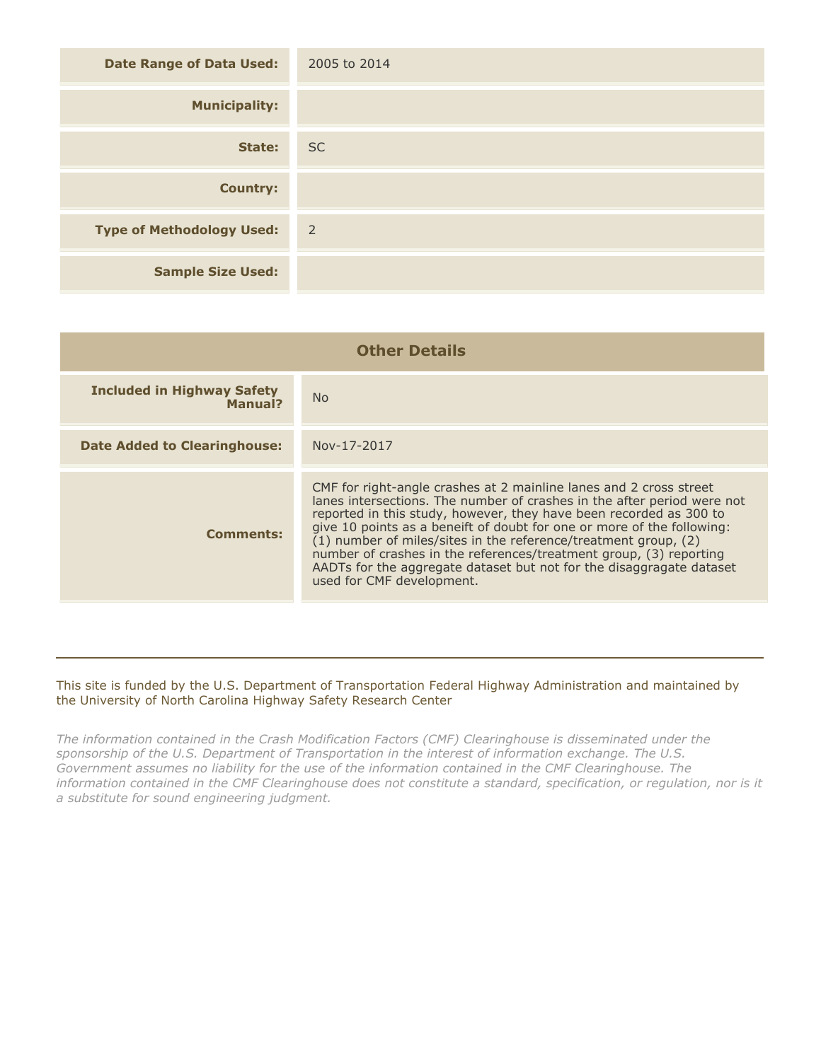| | |
|---|---|
| **Date Range of Data Used:** | 2005 to 2014 |
| **Municipality:** | |
| **State:** | SC |
| **Country:** | |
| **Type of Methodology Used:** | 2 |
| **Sample Size Used:** | |

| Other Details | |
|---|---|
| **Included in Highway Safety Manual?** | No |
| **Date Added to Clearinghouse:** | Nov-17-2017 |
| **Comments:** | CMF for right-angle crashes at 2 mainline lanes and 2 cross street lanes intersections. The number of crashes in the after period were not reported in this study, however, they have been recorded as 300 to give 10 points as a beneift of doubt for one or more of the following: (1) number of miles/sites in the reference/treatment group, (2) number of crashes in the references/treatment group, (3) reporting AADTs for the aggregate dataset but not for the disaggragate dataset used for CMF development. |

---

This site is funded by the U.S. Department of Transportation Federal Highway Administration and maintained by the University of North Carolina Highway Safety Research Center

*The information contained in the Crash Modification Factors (CMF) Clearinghouse is disseminated under the sponsorship of the U.S. Department of Transportation in the interest of information exchange. The U.S. Government assumes no liability for the use of the information contained in the CMF Clearinghouse. The information contained in the CMF Clearinghouse does not constitute a standard, specification, or regulation, nor is it a substitute for sound engineering judgment.*